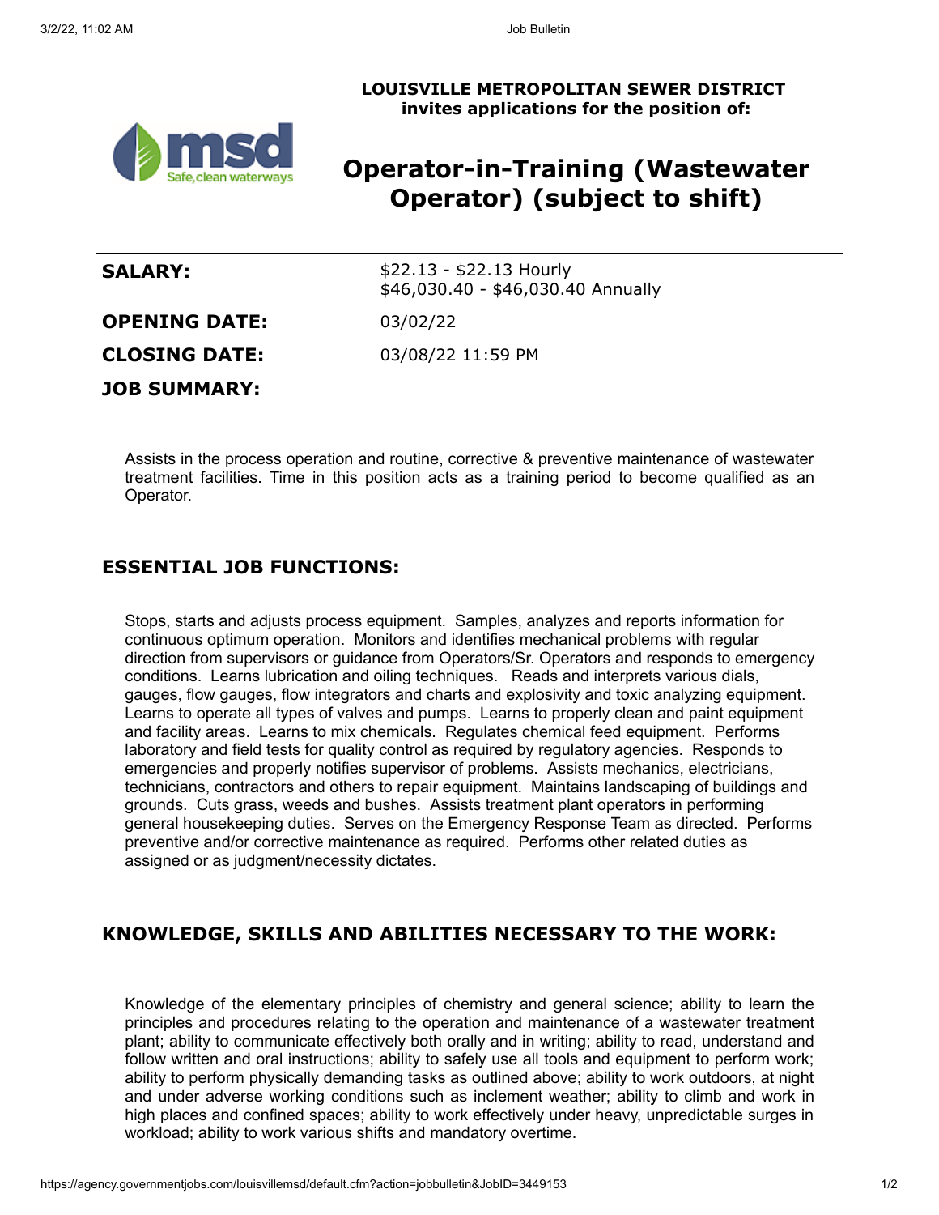**LOUISVILLE METROPOLITAN SEWER DISTRICT**
**invites applications for the position of:**

# Operator-in-Training (Wastewater Operator) (subject to shift)

| | |
|---|---|
| **SALARY:** | \$22.13 - \$22.13 Hourly<br>\$46,030.40 - \$46,030.40 Annually |
| **OPENING DATE:** | 03/02/22 |
| **CLOSING DATE:** | 03/08/22 11:59 PM |

## JOB SUMMARY:

Assists in the process operation and routine, corrective & preventive maintenance of wastewater treatment facilities. Time in this position acts as a training period to become qualified as an Operator.

## ESSENTIAL JOB FUNCTIONS:

Stops, starts and adjusts process equipment. Samples, analyzes and reports information for continuous optimum operation. Monitors and identifies mechanical problems with regular direction from supervisors or guidance from Operators/Sr. Operators and responds to emergency conditions. Learns lubrication and oiling techniques. Reads and interprets various dials, gauges, flow gauges, flow integrators and charts and explosivity and toxic analyzing equipment. Learns to operate all types of valves and pumps. Learns to properly clean and paint equipment and facility areas. Learns to mix chemicals. Regulates chemical feed equipment. Performs laboratory and field tests for quality control as required by regulatory agencies. Responds to emergencies and properly notifies supervisor of problems. Assists mechanics, electricians, technicians, contractors and others to repair equipment. Maintains landscaping of buildings and grounds. Cuts grass, weeds and bushes. Assists treatment plant operators in performing general housekeeping duties. Serves on the Emergency Response Team as directed. Performs preventive and/or corrective maintenance as required. Performs other related duties as assigned or as judgment/necessity dictates.

## KNOWLEDGE, SKILLS AND ABILITIES NECESSARY TO THE WORK:

Knowledge of the elementary principles of chemistry and general science; ability to learn the principles and procedures relating to the operation and maintenance of a wastewater treatment plant; ability to communicate effectively both orally and in writing; ability to read, understand and follow written and oral instructions; ability to safely use all tools and equipment to perform work; ability to perform physically demanding tasks as outlined above; ability to work outdoors, at night and under adverse working conditions such as inclement weather; ability to climb and work in high places and confined spaces; ability to work effectively under heavy, unpredictable surges in workload; ability to work various shifts and mandatory overtime.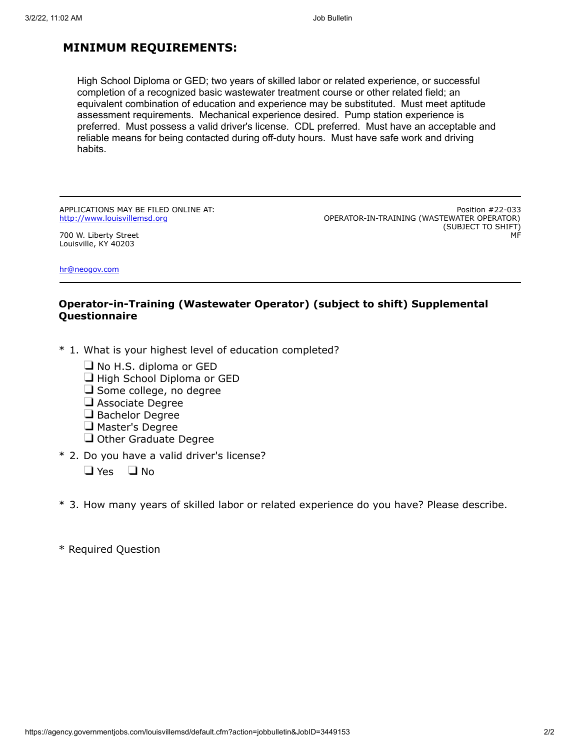## MINIMUM REQUIREMENTS:

High School Diploma or GED; two years of skilled labor or related experience, or successful completion of a recognized basic wastewater treatment course or other related field; an equivalent combination of education and experience may be substituted. Must meet aptitude assessment requirements. Mechanical experience desired. Pump station experience is preferred. Must possess a valid driver's license. CDL preferred. Must have an acceptable and reliable means for being contacted during off-duty hours. Must have safe work and driving habits.

---

APPLICATIONS MAY BE FILED ONLINE AT:
http://www.louisvillemsd.org

700 W. Liberty Street
Louisville, KY 40203

hr@neogov.com

Position #22-033
OPERATOR-IN-TRAINING (WASTEWATER OPERATOR)
(SUBJECT TO SHIFT)
MF

---

### Operator-in-Training (Wastewater Operator) (subject to shift) Supplemental Questionnaire

\* 1. What is your highest level of education completed?

- ❑ No H.S. diploma or GED
- ❑ High School Diploma or GED
- ❑ Some college, no degree
- ❑ Associate Degree
- ❑ Bachelor Degree
- ❑ Master's Degree
- ❑ Other Graduate Degree

\* 2. Do you have a valid driver's license?

❑ Yes ❑ No

\* 3. How many years of skilled labor or related experience do you have? Please describe.

\* Required Question